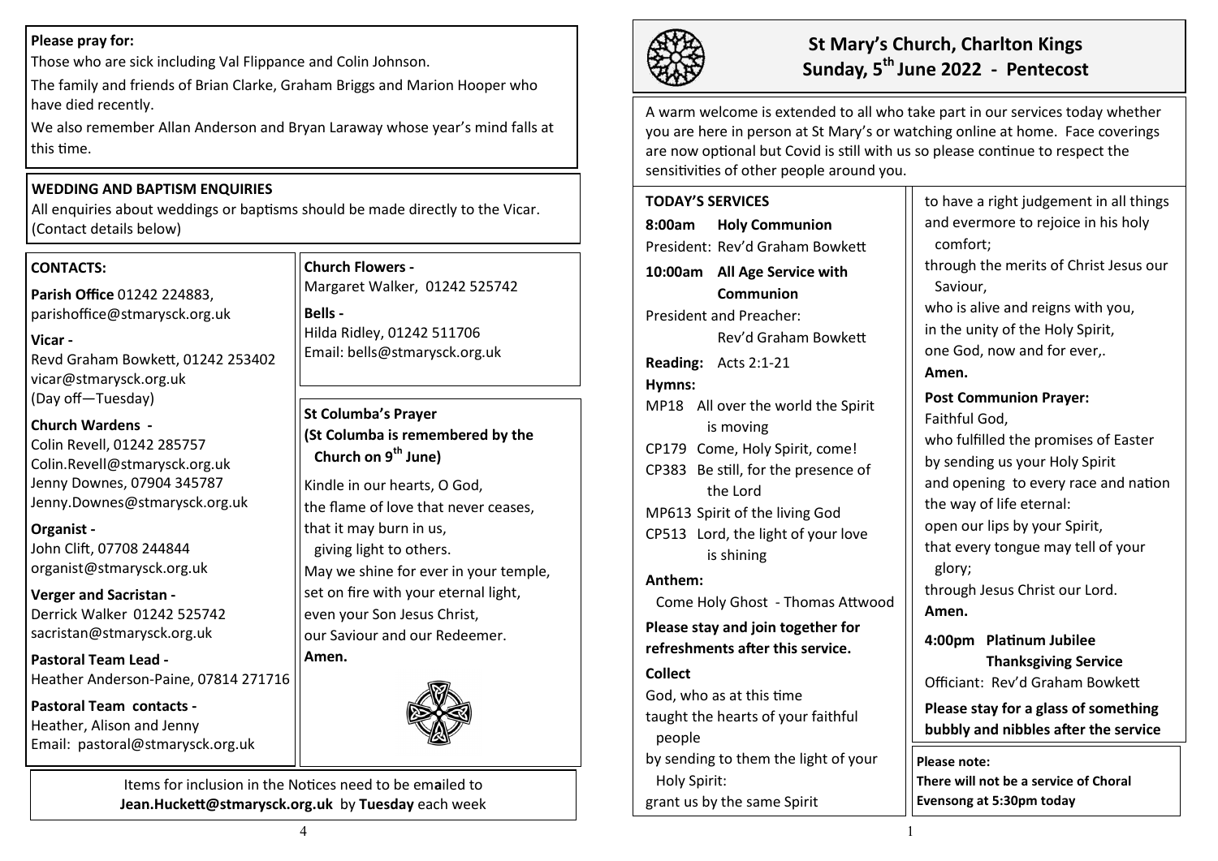**Please pray for:**

Those who are sick including Val Flippance and Colin Johnson.

The family and friends of Brian Clarke, Graham Briggs and Marion Hooper who have died recently.

We also remember Allan Anderson and Bryan Laraway whose year's mind falls at this time.

**WEDDING AND BAPTISM ENQUIRIES**

All enquiries about weddings or baptisms should be made directly to the Vicar. (Contact details below)

**CONTACTS:**

**Parish Office** 01242 224883, parishoffice@stmarysck.org.uk

**Vicar -**
Revd Graham Bowkett, 01242 253402
vicar@stmarysck.org.uk
(Day off—Tuesday)

**Church Wardens -**
Colin Revell, 01242 285757
Colin.Revell@stmarysck.org.uk
Jenny Downes, 07904 345787
Jenny.Downes@stmarysck.org.uk

**Organist -**
John Clift, 07708 244844
organist@stmarysck.org.uk

**Verger and Sacristan -**
Derrick Walker 01242 525742
sacristan@stmarysck.org.uk

**Pastoral Team Lead -**
Heather Anderson-Paine, 07814 271716

**Pastoral Team contacts -**
Heather, Alison and Jenny
Email: pastoral@stmarysck.org.uk

**Church Flowers -**
Margaret Walker, 01242 525742

**Bells -**
Hilda Ridley, 01242 511706
Email: bells@stmarysck.org.uk

**St Columba's Prayer**
**(St Columba is remembered by the Church on 9th June)**

Kindle in our hearts, O God,
the flame of love that never ceases,
that it may burn in us,
giving light to others.
May we shine for ever in your temple,
set on fire with your eternal light,
even your Son Jesus Christ,
our Saviour and our Redeemer.
**Amen.**

Items for inclusion in the Notices need to be emailed to **Jean.Huckett@stmarysck.org.uk** by **Tuesday** each week

# St Mary's Church, Charlton Kings
## Sunday, 5th June 2022 - Pentecost

A warm welcome is extended to all who take part in our services today whether you are here in person at St Mary's or watching online at home. Face coverings are now optional but Covid is still with us so please continue to respect the sensitivities of other people around you.

**TODAY'S SERVICES**

**8:00am Holy Communion**
President: Rev'd Graham Bowkett

**10:00am All Age Service with Communion**
President and Preacher:
Rev'd Graham Bowkett

**Reading:** Acts 2:1-21

**Hymns:**

- MP18 All over the world the Spirit is moving
- CP179 Come, Holy Spirit, come!
- CP383 Be still, for the presence of the Lord
- MP613 Spirit of the living God
- CP513 Lord, the light of your love is shining

**Anthem:**
Come Holy Ghost - Thomas Attwood

**Please stay and join together for refreshments after this service.**

**Collect**

God, who as at this time
taught the hearts of your faithful people
by sending to them the light of your Holy Spirit:
grant us by the same Spirit
to have a right judgement in all things
and evermore to rejoice in his holy comfort;
through the merits of Christ Jesus our Saviour,
who is alive and reigns with you,
in the unity of the Holy Spirit,
one God, now and for ever,.
**Amen.**

**Post Communion Prayer:**

Faithful God,
who fulfilled the promises of Easter
by sending us your Holy Spirit
and opening to every race and nation
the way of life eternal:
open our lips by your Spirit,
that every tongue may tell of your glory;
through Jesus Christ our Lord.
**Amen.**

**4:00pm Platinum Jubilee Thanksgiving Service**
Officiant: Rev'd Graham Bowkett

**Please stay for a glass of something bubbly and nibbles after the service**

**Please note:**
**There will not be a service of Choral Evensong at 5:30pm today**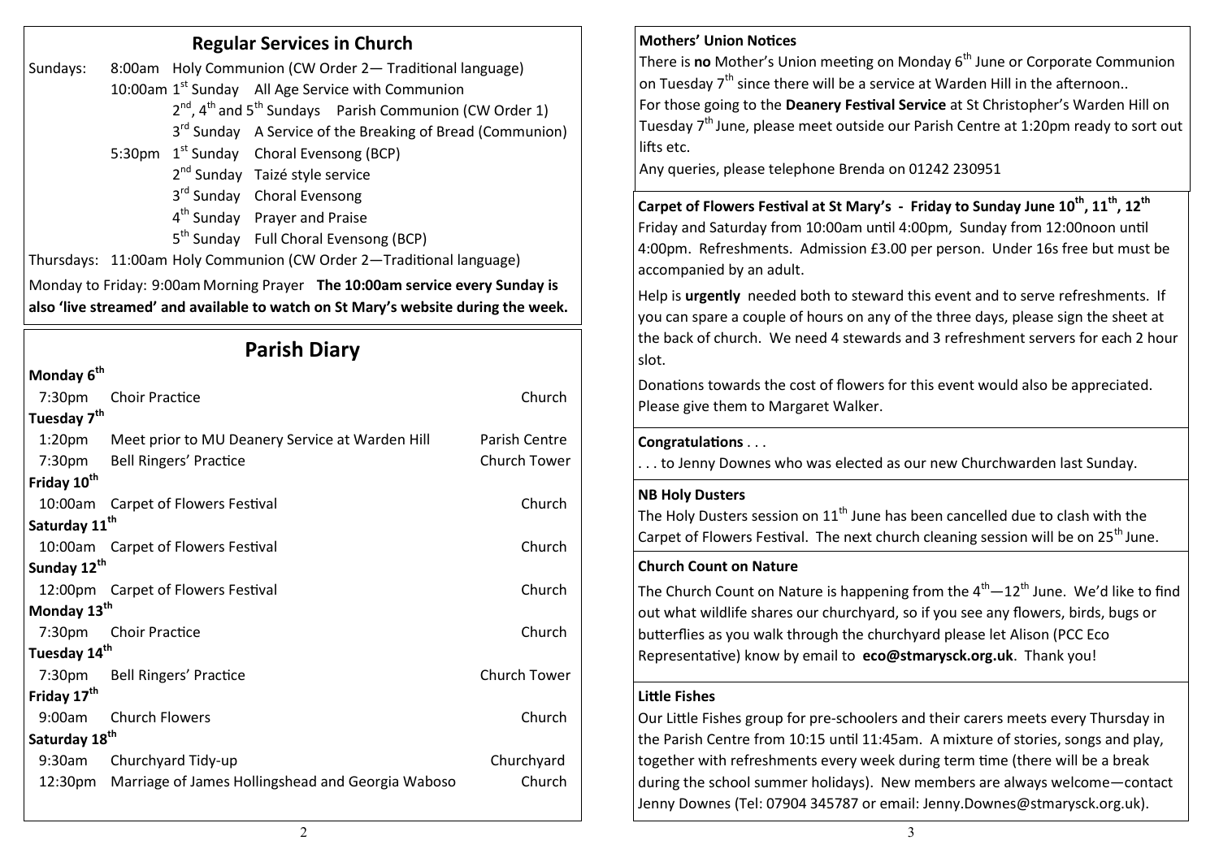## Regular Services in Church

| | | | |
|---|---|---|---|
| Sundays: | 8:00am | Holy Communion (CW Order 2— Traditional language) | |
| | 10:00am | 1st Sunday | All Age Service with Communion |
| | | 2nd, 4th and 5th Sundays | Parish Communion (CW Order 1) |
| | | 3rd Sunday | A Service of the Breaking of Bread (Communion) |
| | 5:30pm | 1st Sunday | Choral Evensong (BCP) |
| | | 2nd Sunday | Taizé style service |
| | | 3rd Sunday | Choral Evensong |
| | | 4th Sunday | Prayer and Praise |
| | | 5th Sunday | Full Choral Evensong (BCP) |
| Thursdays: | 11:00am | Holy Communion (CW Order 2—Traditional language) | |

Monday to Friday: 9:00am Morning Prayer **The 10:00am service every Sunday is also 'live streamed' and available to watch on St Mary's website during the week.**

## Parish Diary

**Monday 6th**

| | | |
|---|---|---|
| 7:30pm | Choir Practice | Church |

**Tuesday 7th**

| | | |
|---|---|---|
| 1:20pm | Meet prior to MU Deanery Service at Warden Hill | Parish Centre |
| 7:30pm | Bell Ringers' Practice | Church Tower |

**Friday 10th**

| | | |
|---|---|---|
| 10:00am | Carpet of Flowers Festival | Church |

**Saturday 11th**

| | | |
|---|---|---|
| 10:00am | Carpet of Flowers Festival | Church |

**Sunday 12th**

| | | |
|---|---|---|
| 12:00pm | Carpet of Flowers Festival | Church |

**Monday 13th**

| | | |
|---|---|---|
| 7:30pm | Choir Practice | Church |

**Tuesday 14th**

| | | |
|---|---|---|
| 7:30pm | Bell Ringers' Practice | Church Tower |

**Friday 17th**

| | | |
|---|---|---|
| 9:00am | Church Flowers | Church |

**Saturday 18th**

| | | |
|---|---|---|
| 9:30am | Churchyard Tidy-up | Churchyard |
| 12:30pm | Marriage of James Hollingshead and Georgia Waboso | Church |

### Mothers' Union Notices

There is **no** Mother's Union meeting on Monday 6th June or Corporate Communion on Tuesday 7th since there will be a service at Warden Hill in the afternoon..

For those going to the **Deanery Festival Service** at St Christopher's Warden Hill on Tuesday 7th June, please meet outside our Parish Centre at 1:20pm ready to sort out lifts etc.

Any queries, please telephone Brenda on 01242 230951

### Carpet of Flowers Festival at St Mary's - Friday to Sunday June 10th, 11th, 12th

Friday and Saturday from 10:00am until 4:00pm, Sunday from 12:00noon until 4:00pm. Refreshments. Admission £3.00 per person. Under 16s free but must be accompanied by an adult.

Help is **urgently** needed both to steward this event and to serve refreshments. If you can spare a couple of hours on any of the three days, please sign the sheet at the back of church. We need 4 stewards and 3 refreshment servers for each 2 hour slot.

Donations towards the cost of flowers for this event would also be appreciated. Please give them to Margaret Walker.

### Congratulations . . .

. . . to Jenny Downes who was elected as our new Churchwarden last Sunday.

### NB Holy Dusters

The Holy Dusters session on 11th June has been cancelled due to clash with the Carpet of Flowers Festival. The next church cleaning session will be on 25th June.

### Church Count on Nature

The Church Count on Nature is happening from the 4th—12th June. We'd like to find out what wildlife shares our churchyard, so if you see any flowers, birds, bugs or butterflies as you walk through the churchyard please let Alison (PCC Eco Representative) know by email to **eco@stmarysck.org.uk**. Thank you!

### Little Fishes

Our Little Fishes group for pre-schoolers and their carers meets every Thursday in the Parish Centre from 10:15 until 11:45am. A mixture of stories, songs and play, together with refreshments every week during term time (there will be a break during the school summer holidays). New members are always welcome—contact Jenny Downes (Tel: 07904 345787 or email: Jenny.Downes@stmarysck.org.uk).